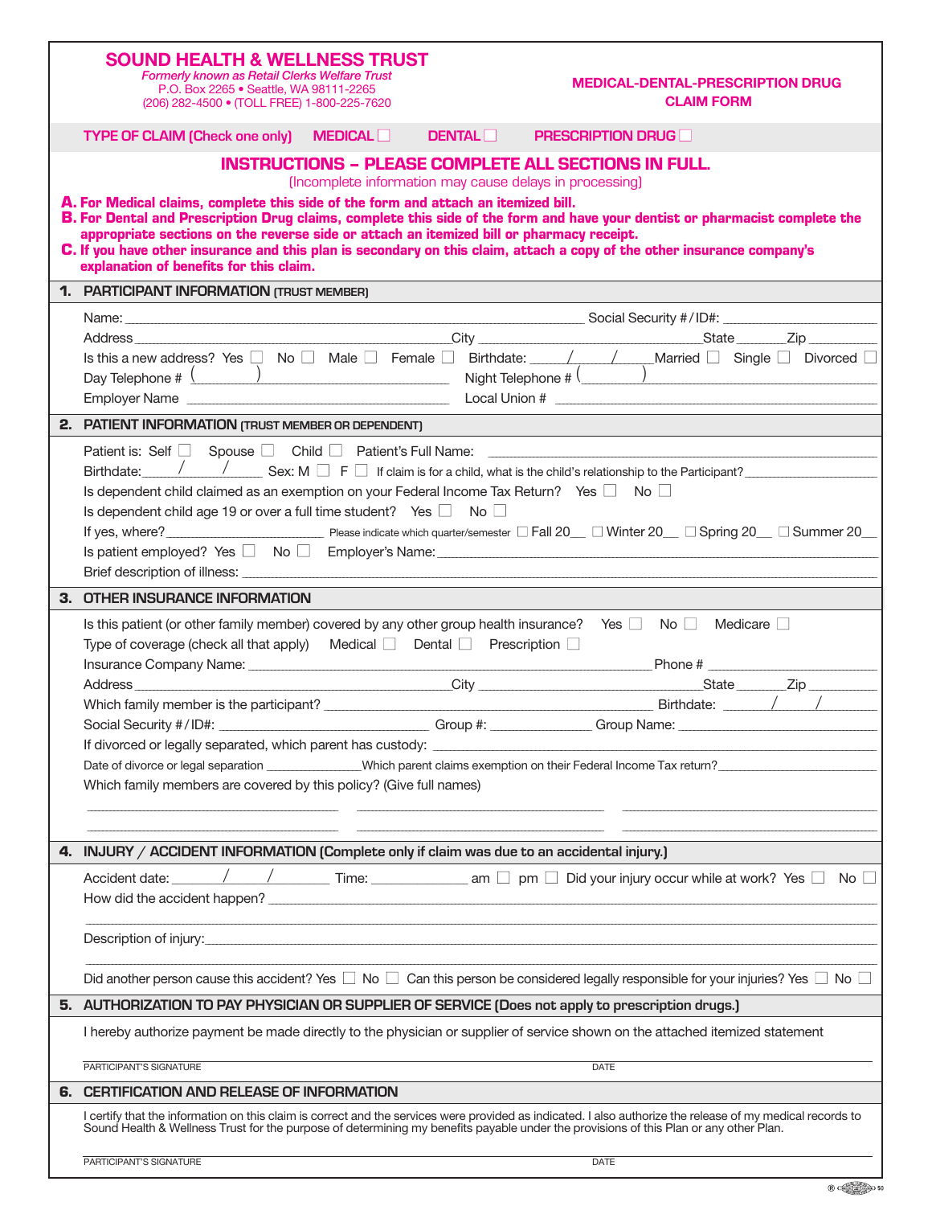# SOUND HEALTH & WELLNESS TRUST

*Formerly known as Retail Clerks Welfare Trust*
P.O. Box 2265 • Seattle, WA 98111-2265
(206) 282-4500 • (TOLL FREE) 1-800-225-7620

**MEDICAL-DENTAL-PRESCRIPTION DRUG CLAIM FORM**

**TYPE OF CLAIM (Check one only)** MEDICAL ☐ DENTAL ☐ PRESCRIPTION DRUG ☐

## INSTRUCTIONS – PLEASE COMPLETE ALL SECTIONS IN FULL.

(Incomplete information may cause delays in processing)

**A.** **For Medical claims, complete this side of the form and attach an itemized bill.**
**B.** **For Dental and Prescription Drug claims, complete this side of the form and have your dentist or pharmacist complete the appropriate sections on the reverse side or attach an itemized bill or pharmacy receipt.**
**C.** **If you have other insurance and this plan is secondary on this claim, attach a copy of the other insurance company's explanation of benefits for this claim.**

## 1. PARTICIPANT INFORMATION (TRUST MEMBER)

Name: ______________________ Social Security #/ID#: ____________

Address ______________________ City ______________ State ______ Zip ______

Is this a new address? Yes ☐ No ☐ Male ☐ Female ☐ Birthdate: ____/____/____ Married ☐ Single ☐ Divorced ☐

Day Telephone # (      ) ______________ Night Telephone # (      ) ______________

Employer Name ______________________ Local Union # ______________

## 2. PATIENT INFORMATION (TRUST MEMBER OR DEPENDENT)

Patient is: Self ☐ Spouse ☐ Child ☐ Patient's Full Name: ______________________

Birthdate: ____/____/____ Sex: M ☐ F ☐ If claim is for a child, what is the child's relationship to the Participant? ______________

Is dependent child claimed as an exemption on your Federal Income Tax Return? Yes ☐ No ☐

Is dependent child age 19 or over a full time student? Yes ☐ No ☐

If yes, where? ______________ Please indicate which quarter/semester ☐ Fall 20__ ☐ Winter 20__ ☐ Spring 20__ ☐ Summer 20__

Is patient employed? Yes ☐ No ☐ Employer's Name: ______________________

Brief description of illness: ______________________

## 3. OTHER INSURANCE INFORMATION

Is this patient (or other family member) covered by any other group health insurance? Yes ☐ No ☐ Medicare ☐

Type of coverage (check all that apply) Medical ☐ Dental ☐ Prescription ☐

Insurance Company Name: ______________________ Phone # ______________

Address ______________________ City ______________ State ______ Zip ______

Which family member is the participant? ______________________ Birthdate: ____/____/____

Social Security #/ID#: ______________ Group #: ______________ Group Name: ______________

If divorced or legally separated, which parent has custody: ______________________

Date of divorce or legal separation ______________ Which parent claims exemption on their Federal Income Tax return? ______________

Which family members are covered by this policy? (Give full names)

______________ ______________ ______________

______________ ______________ ______________

## 4. INJURY / ACCIDENT INFORMATION (Complete only if claim was due to an accidental injury.)

Accident date: ____/____/____ Time: __________ am ☐ pm ☐ Did your injury occur while at work? Yes ☐ No ☐

How did the accident happen? ______________________

______________________

Description of injury: ______________________

______________________

Did another person cause this accident? Yes ☐ No ☐ Can this person be considered legally responsible for your injuries? Yes ☐ No ☐

## 5. AUTHORIZATION TO PAY PHYSICIAN OR SUPPLIER OF SERVICE (Does not apply to prescription drugs.)

I hereby authorize payment be made directly to the physician or supplier of service shown on the attached itemized statement

______________________ ______________
PARTICIPANT'S SIGNATURE DATE

## 6. CERTIFICATION AND RELEASE OF INFORMATION

I certify that the information on this claim is correct and the services were provided as indicated. I also authorize the release of my medical records to Sound Health & Wellness Trust for the purpose of determining my benefits payable under the provisions of this Plan or any other Plan.

______________________ ______________
PARTICIPANT'S SIGNATURE DATE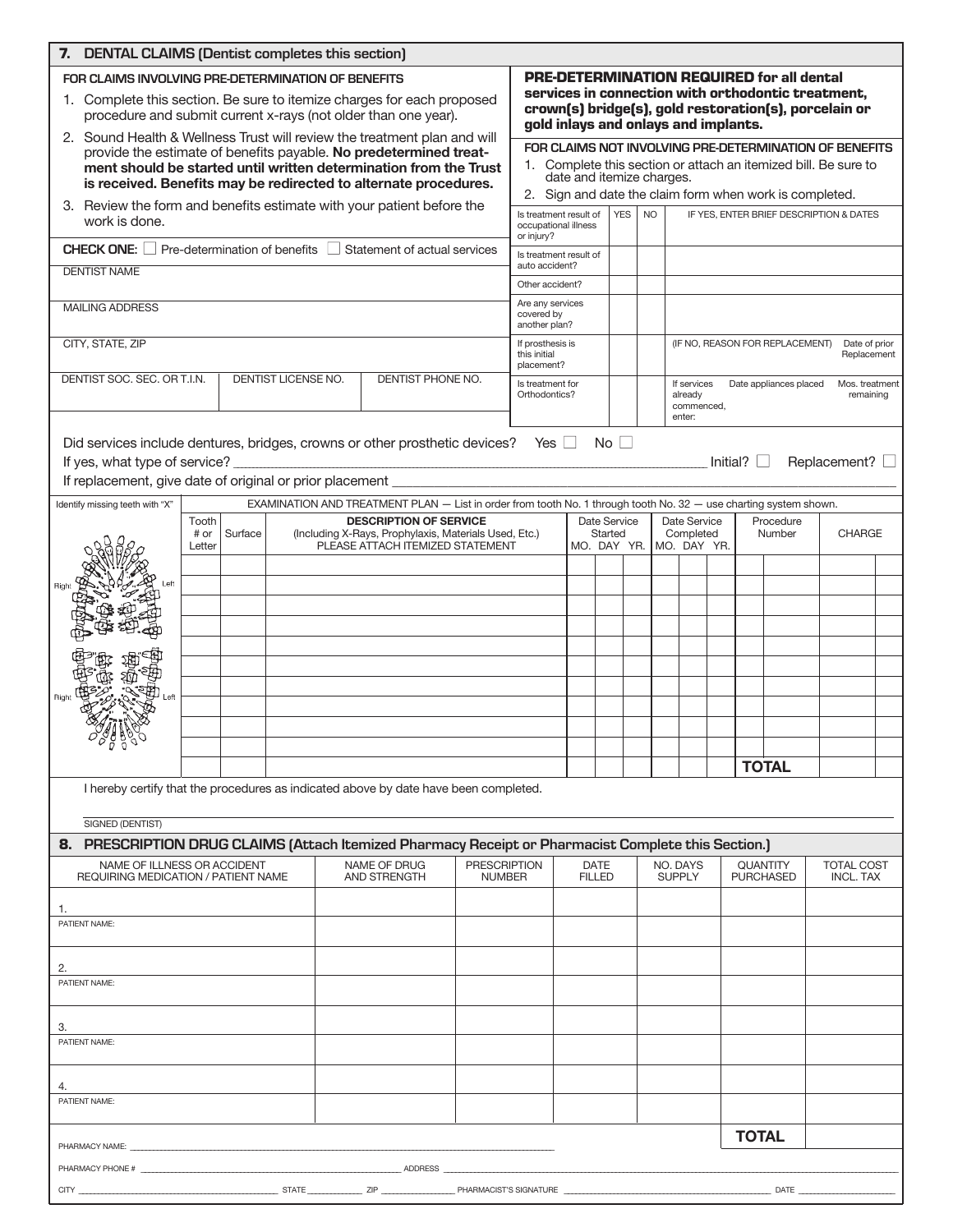## 7. DENTAL CLAIMS (Dentist completes this section)

**FOR CLAIMS INVOLVING PRE-DETERMINATION OF BENEFITS**

1. Complete this section. Be sure to itemize charges for each proposed procedure and submit current x-rays (not older than one year).
2. Sound Health & Wellness Trust will review the treatment plan and will provide the estimate of benefits payable. **No predetermined treatment should be started until written determination from the Trust is received. Benefits may be redirected to alternate procedures.**
3. Review the form and benefits estimate with your patient before the work is done.

**PRE-DETERMINATION REQUIRED for all dental services in connection with orthodontic treatment, crown(s) bridge(s), gold restoration(s), porcelain or gold inlays and onlays and implants.**

**FOR CLAIMS NOT INVOLVING PRE-DETERMINATION OF BENEFITS**

1. Complete this section or attach an itemized bill. Be sure to date and itemize charges.
2. Sign and date the claim form when work is completed.

**CHECK ONE:** ☐ Pre-determination of benefits ☐ Statement of actual services

| | | |
|---|---|---|
| DENTIST NAME | | |
| MAILING ADDRESS | | |
| CITY, STATE, ZIP | | |
| DENTIST SOC. SEC. OR T.I.N. | DENTIST LICENSE NO. | DENTIST PHONE NO. |

| | YES | NO | IF YES, ENTER BRIEF DESCRIPTION & DATES |
|---|---|---|---|
| Is treatment result of occupational illness or injury? | | | |
| Is treatment result of auto accident? | | | |
| Other accident? | | | |
| Are any services covered by another plan? | | | |
| If prosthesis is this initial placement? | | | (IF NO, REASON FOR REPLACEMENT) Date of prior Replacement |
| Is treatment for Orthodontics? | | | If services already commenced, enter: Date appliances placed / Mos. treatment remaining |

Did services include dentures, bridges, crowns or other prosthetic devices? Yes ☐ No ☐

If yes, what type of service? ______________________ Initial? ☐ Replacement? ☐

If replacement, give date of original or prior placement ______________________

Identify missing teeth with "X"

EXAMINATION AND TREATMENT PLAN — List in order from tooth No. 1 through tooth No. 32 — use charting system shown.

| Tooth # or Letter | Surface | DESCRIPTION OF SERVICE (Including X-Rays, Prophylaxis, Materials Used, Etc.) PLEASE ATTACH ITEMIZED STATEMENT | Date Service Started MO. DAY YR. | Date Service Completed MO. DAY YR. | Procedure Number | CHARGE |
|---|---|---|---|---|---|---|
| | | | | | | |
| | | | | | | |
| | | | | | | |
| | | | | | | |
| | | | | | | |
| | | | | | | |
| | | | | | | |
| | | | | | | |
| | | | | | | |
| | | | | | | |
| | | | | | **TOTAL** | |

I hereby certify that the procedures as indicated above by date have been completed.

SIGNED (DENTIST) ______________________

## 8. PRESCRIPTION DRUG CLAIMS (Attach Itemized Pharmacy Receipt or Pharmacist Complete this Section.)

| NAME OF ILLNESS OR ACCIDENT REQUIRING MEDICATION / PATIENT NAME | NAME OF DRUG AND STRENGTH | PRESCRIPTION NUMBER | DATE FILLED | NO. DAYS SUPPLY | QUANTITY PURCHASED | TOTAL COST INCL. TAX |
|---|---|---|---|---|---|---|
| 1. | | | | | | |
| PATIENT NAME: | | | | | | |
| 2. | | | | | | |
| PATIENT NAME: | | | | | | |
| 3. | | | | | | |
| PATIENT NAME: | | | | | | |
| 4. | | | | | | |
| PATIENT NAME: | | | | | | |
| | | | | | **TOTAL** | |

PHARMACY NAME: ______________________

PHARMACY PHONE # ______________________ ADDRESS ______________________

CITY ______________ STATE ______ ZIP ______ PHARMACIST'S SIGNATURE ______________________ DATE ______________